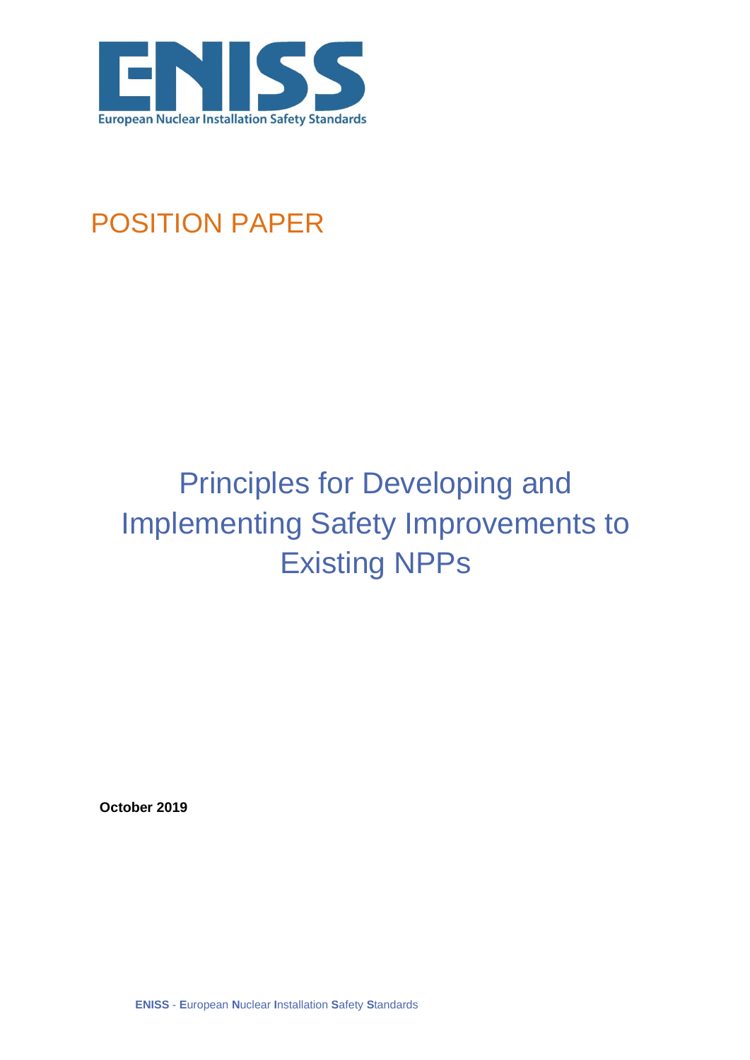ENISS

European Nuclear Installation Safety Standards

POSITION PAPER

# Principles for Developing and Implementing Safety Improvements to Existing NPPs

**October 2019**

**ENISS** - **E**uropean **N**uclear **I**nstallation **S**afety **S**tandards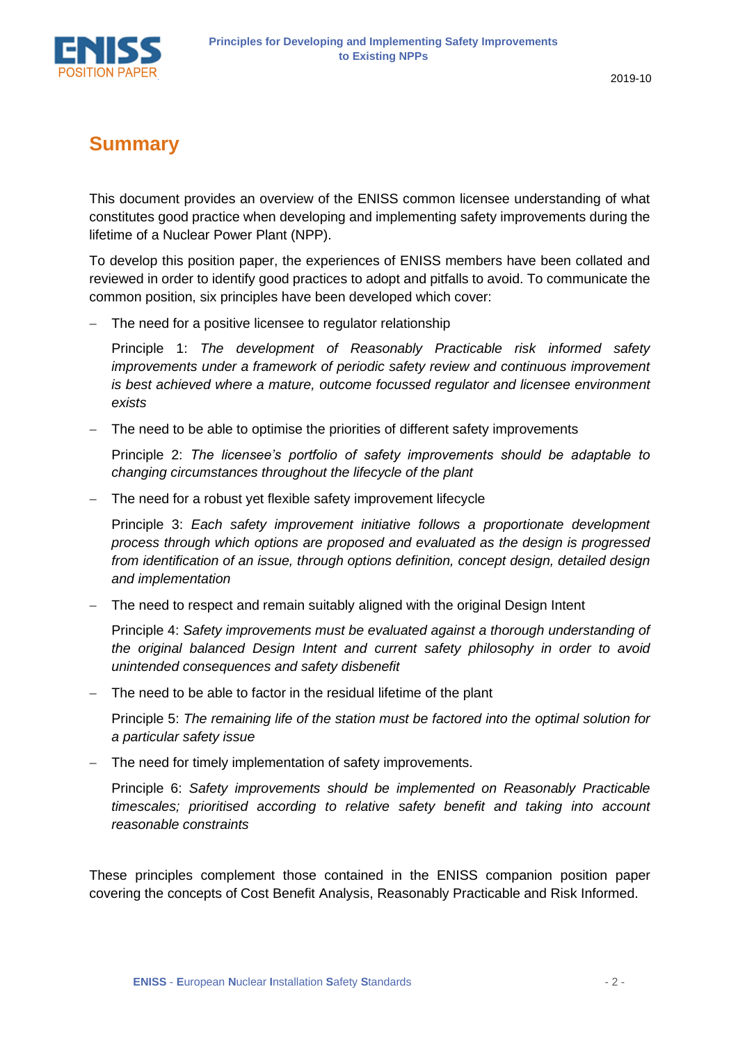# Summary

This document provides an overview of the ENISS common licensee understanding of what constitutes good practice when developing and implementing safety improvements during the lifetime of a Nuclear Power Plant (NPP).

To develop this position paper, the experiences of ENISS members have been collated and reviewed in order to identify good practices to adopt and pitfalls to avoid. To communicate the common position, six principles have been developed which cover:

- The need for a positive licensee to regulator relationship

  Principle 1: *The development of Reasonably Practicable risk informed safety improvements under a framework of periodic safety review and continuous improvement is best achieved where a mature, outcome focussed regulator and licensee environment exists*

- The need to be able to optimise the priorities of different safety improvements

  Principle 2: *The licensee's portfolio of safety improvements should be adaptable to changing circumstances throughout the lifecycle of the plant*

- The need for a robust yet flexible safety improvement lifecycle

  Principle 3: *Each safety improvement initiative follows a proportionate development process through which options are proposed and evaluated as the design is progressed from identification of an issue, through options definition, concept design, detailed design and implementation*

- The need to respect and remain suitably aligned with the original Design Intent

  Principle 4: *Safety improvements must be evaluated against a thorough understanding of the original balanced Design Intent and current safety philosophy in order to avoid unintended consequences and safety disbenefit*

- The need to be able to factor in the residual lifetime of the plant

  Principle 5: *The remaining life of the station must be factored into the optimal solution for a particular safety issue*

- The need for timely implementation of safety improvements.

  Principle 6: *Safety improvements should be implemented on Reasonably Practicable timescales; prioritised according to relative safety benefit and taking into account reasonable constraints*

These principles complement those contained in the ENISS companion position paper covering the concepts of Cost Benefit Analysis, Reasonably Practicable and Risk Informed.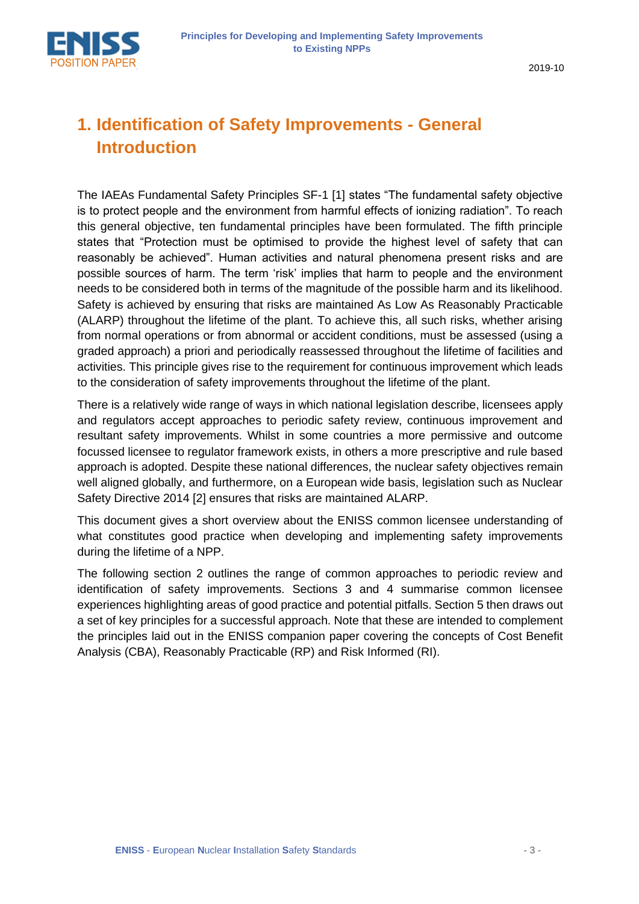# 1. Identification of Safety Improvements - General Introduction

The IAEAs Fundamental Safety Principles SF-1 [1] states "The fundamental safety objective is to protect people and the environment from harmful effects of ionizing radiation". To reach this general objective, ten fundamental principles have been formulated. The fifth principle states that "Protection must be optimised to provide the highest level of safety that can reasonably be achieved". Human activities and natural phenomena present risks and are possible sources of harm. The term 'risk' implies that harm to people and the environment needs to be considered both in terms of the magnitude of the possible harm and its likelihood. Safety is achieved by ensuring that risks are maintained As Low As Reasonably Practicable (ALARP) throughout the lifetime of the plant. To achieve this, all such risks, whether arising from normal operations or from abnormal or accident conditions, must be assessed (using a graded approach) a priori and periodically reassessed throughout the lifetime of facilities and activities. This principle gives rise to the requirement for continuous improvement which leads to the consideration of safety improvements throughout the lifetime of the plant.

There is a relatively wide range of ways in which national legislation describe, licensees apply and regulators accept approaches to periodic safety review, continuous improvement and resultant safety improvements. Whilst in some countries a more permissive and outcome focussed licensee to regulator framework exists, in others a more prescriptive and rule based approach is adopted. Despite these national differences, the nuclear safety objectives remain well aligned globally, and furthermore, on a European wide basis, legislation such as Nuclear Safety Directive 2014 [2] ensures that risks are maintained ALARP.

This document gives a short overview about the ENISS common licensee understanding of what constitutes good practice when developing and implementing safety improvements during the lifetime of a NPP.

The following section 2 outlines the range of common approaches to periodic review and identification of safety improvements. Sections 3 and 4 summarise common licensee experiences highlighting areas of good practice and potential pitfalls. Section 5 then draws out a set of key principles for a successful approach. Note that these are intended to complement the principles laid out in the ENISS companion paper covering the concepts of Cost Benefit Analysis (CBA), Reasonably Practicable (RP) and Risk Informed (RI).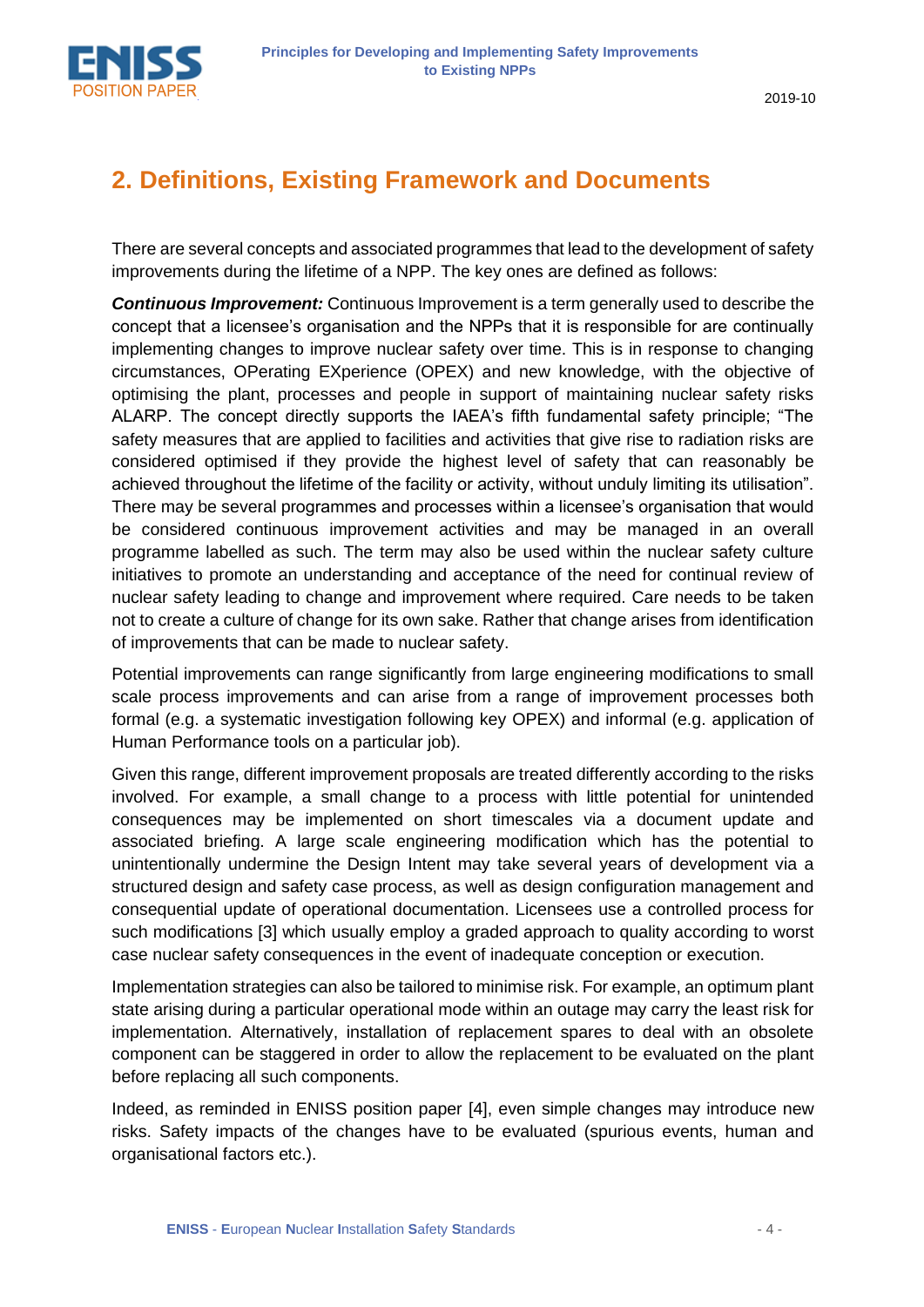## 2. Definitions, Existing Framework and Documents

There are several concepts and associated programmes that lead to the development of safety improvements during the lifetime of a NPP. The key ones are defined as follows:

***Continuous Improvement:*** Continuous Improvement is a term generally used to describe the concept that a licensee's organisation and the NPPs that it is responsible for are continually implementing changes to improve nuclear safety over time. This is in response to changing circumstances, OPerating EXperience (OPEX) and new knowledge, with the objective of optimising the plant, processes and people in support of maintaining nuclear safety risks ALARP. The concept directly supports the IAEA's fifth fundamental safety principle; "The safety measures that are applied to facilities and activities that give rise to radiation risks are considered optimised if they provide the highest level of safety that can reasonably be achieved throughout the lifetime of the facility or activity, without unduly limiting its utilisation". There may be several programmes and processes within a licensee's organisation that would be considered continuous improvement activities and may be managed in an overall programme labelled as such. The term may also be used within the nuclear safety culture initiatives to promote an understanding and acceptance of the need for continual review of nuclear safety leading to change and improvement where required. Care needs to be taken not to create a culture of change for its own sake. Rather that change arises from identification of improvements that can be made to nuclear safety.

Potential improvements can range significantly from large engineering modifications to small scale process improvements and can arise from a range of improvement processes both formal (e.g. a systematic investigation following key OPEX) and informal (e.g. application of Human Performance tools on a particular job).

Given this range, different improvement proposals are treated differently according to the risks involved. For example, a small change to a process with little potential for unintended consequences may be implemented on short timescales via a document update and associated briefing. A large scale engineering modification which has the potential to unintentionally undermine the Design Intent may take several years of development via a structured design and safety case process, as well as design configuration management and consequential update of operational documentation. Licensees use a controlled process for such modifications [3] which usually employ a graded approach to quality according to worst case nuclear safety consequences in the event of inadequate conception or execution.

Implementation strategies can also be tailored to minimise risk. For example, an optimum plant state arising during a particular operational mode within an outage may carry the least risk for implementation. Alternatively, installation of replacement spares to deal with an obsolete component can be staggered in order to allow the replacement to be evaluated on the plant before replacing all such components.

Indeed, as reminded in ENISS position paper [4], even simple changes may introduce new risks. Safety impacts of the changes have to be evaluated (spurious events, human and organisational factors etc.).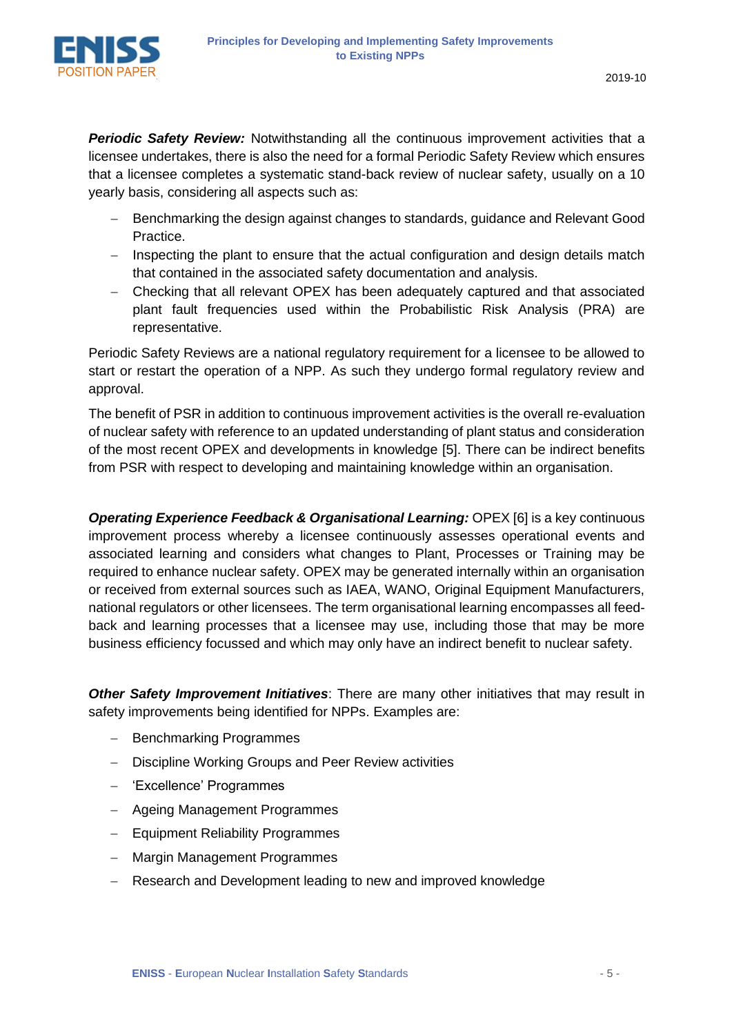***Periodic Safety Review:*** Notwithstanding all the continuous improvement activities that a licensee undertakes, there is also the need for a formal Periodic Safety Review which ensures that a licensee completes a systematic stand-back review of nuclear safety, usually on a 10 yearly basis, considering all aspects such as:

- Benchmarking the design against changes to standards, guidance and Relevant Good Practice.
- Inspecting the plant to ensure that the actual configuration and design details match that contained in the associated safety documentation and analysis.
- Checking that all relevant OPEX has been adequately captured and that associated plant fault frequencies used within the Probabilistic Risk Analysis (PRA) are representative.

Periodic Safety Reviews are a national regulatory requirement for a licensee to be allowed to start or restart the operation of a NPP. As such they undergo formal regulatory review and approval.

The benefit of PSR in addition to continuous improvement activities is the overall re-evaluation of nuclear safety with reference to an updated understanding of plant status and consideration of the most recent OPEX and developments in knowledge [5]. There can be indirect benefits from PSR with respect to developing and maintaining knowledge within an organisation.

***Operating Experience Feedback & Organisational Learning:*** OPEX [6] is a key continuous improvement process whereby a licensee continuously assesses operational events and associated learning and considers what changes to Plant, Processes or Training may be required to enhance nuclear safety. OPEX may be generated internally within an organisation or received from external sources such as IAEA, WANO, Original Equipment Manufacturers, national regulators or other licensees. The term organisational learning encompasses all feed-back and learning processes that a licensee may use, including those that may be more business efficiency focussed and which may only have an indirect benefit to nuclear safety.

***Other Safety Improvement Initiatives***: There are many other initiatives that may result in safety improvements being identified for NPPs. Examples are:

- Benchmarking Programmes
- Discipline Working Groups and Peer Review activities
- 'Excellence' Programmes
- Ageing Management Programmes
- Equipment Reliability Programmes
- Margin Management Programmes
- Research and Development leading to new and improved knowledge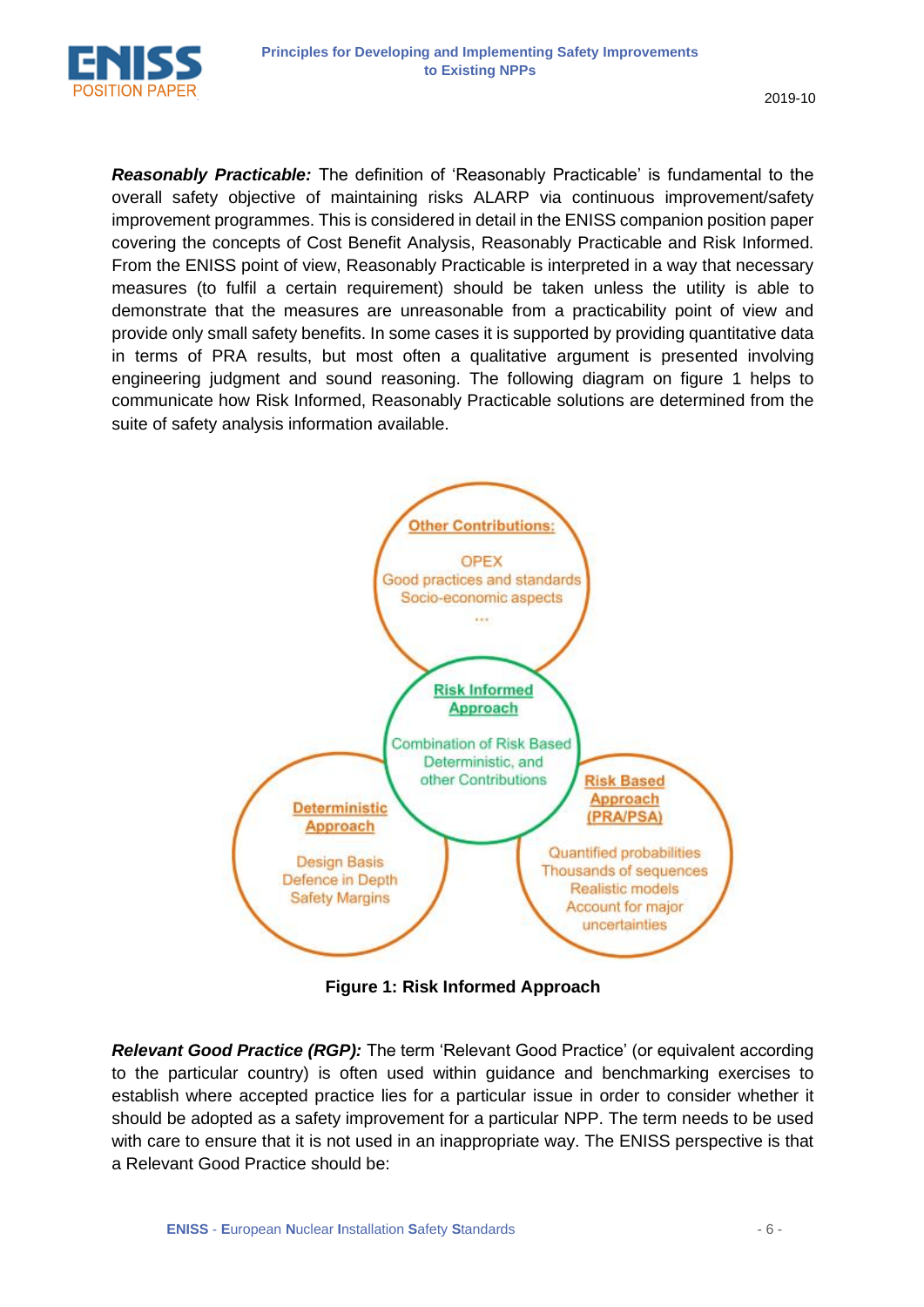***Reasonably Practicable:*** The definition of 'Reasonably Practicable' is fundamental to the overall safety objective of maintaining risks ALARP via continuous improvement/safety improvement programmes. This is considered in detail in the ENISS companion position paper covering the concepts of Cost Benefit Analysis, Reasonably Practicable and Risk Informed. From the ENISS point of view, Reasonably Practicable is interpreted in a way that necessary measures (to fulfil a certain requirement) should be taken unless the utility is able to demonstrate that the measures are unreasonable from a practicability point of view and provide only small safety benefits. In some cases it is supported by providing quantitative data in terms of PRA results, but most often a qualitative argument is presented involving engineering judgment and sound reasoning. The following diagram on figure 1 helps to communicate how Risk Informed, Reasonably Practicable solutions are determined from the suite of safety analysis information available.

**Other Contributions:**
OPEX
Good practices and standards
Socio-economic aspects
...

**Risk Informed Approach**
Combination of Risk Based Deterministic, and other Contributions

**Deterministic Approach**
Design Basis
Defence in Depth
Safety Margins

**Risk Based Approach (PRA/PSA)**
Quantified probabilities
Thousands of sequences
Realistic models
Account for major uncertainties

**Figure 1: Risk Informed Approach**

***Relevant Good Practice (RGP):*** The term 'Relevant Good Practice' (or equivalent according to the particular country) is often used within guidance and benchmarking exercises to establish where accepted practice lies for a particular issue in order to consider whether it should be adopted as a safety improvement for a particular NPP. The term needs to be used with care to ensure that it is not used in an inappropriate way. The ENISS perspective is that a Relevant Good Practice should be: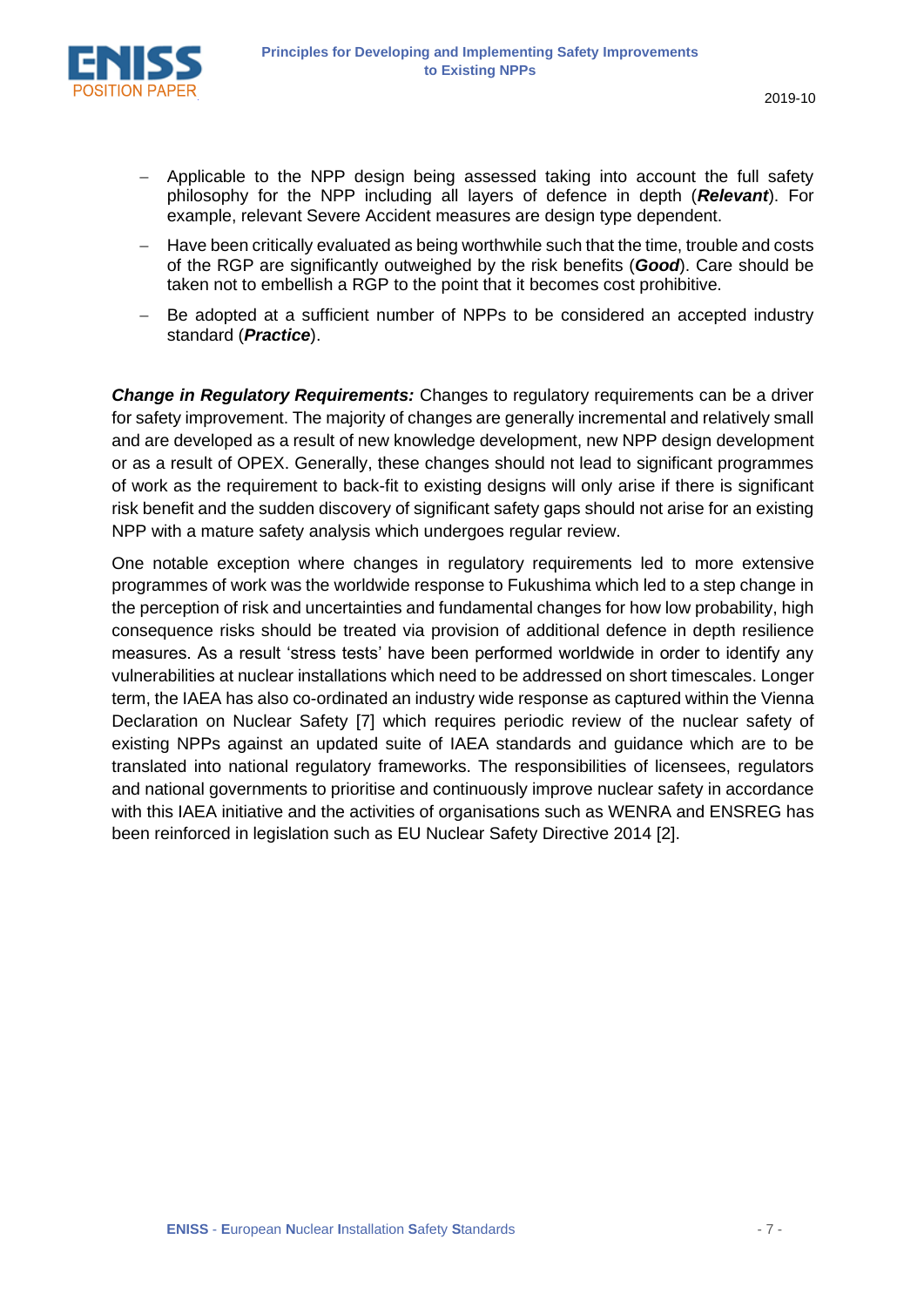- Applicable to the NPP design being assessed taking into account the full safety philosophy for the NPP including all layers of defence in depth (***Relevant***). For example, relevant Severe Accident measures are design type dependent.
- Have been critically evaluated as being worthwhile such that the time, trouble and costs of the RGP are significantly outweighed by the risk benefits (***Good***). Care should be taken not to embellish a RGP to the point that it becomes cost prohibitive.
- Be adopted at a sufficient number of NPPs to be considered an accepted industry standard (***Practice***).

***Change in Regulatory Requirements:*** Changes to regulatory requirements can be a driver for safety improvement. The majority of changes are generally incremental and relatively small and are developed as a result of new knowledge development, new NPP design development or as a result of OPEX. Generally, these changes should not lead to significant programmes of work as the requirement to back-fit to existing designs will only arise if there is significant risk benefit and the sudden discovery of significant safety gaps should not arise for an existing NPP with a mature safety analysis which undergoes regular review.

One notable exception where changes in regulatory requirements led to more extensive programmes of work was the worldwide response to Fukushima which led to a step change in the perception of risk and uncertainties and fundamental changes for how low probability, high consequence risks should be treated via provision of additional defence in depth resilience measures. As a result 'stress tests' have been performed worldwide in order to identify any vulnerabilities at nuclear installations which need to be addressed on short timescales. Longer term, the IAEA has also co-ordinated an industry wide response as captured within the Vienna Declaration on Nuclear Safety [7] which requires periodic review of the nuclear safety of existing NPPs against an updated suite of IAEA standards and guidance which are to be translated into national regulatory frameworks. The responsibilities of licensees, regulators and national governments to prioritise and continuously improve nuclear safety in accordance with this IAEA initiative and the activities of organisations such as WENRA and ENSREG has been reinforced in legislation such as EU Nuclear Safety Directive 2014 [2].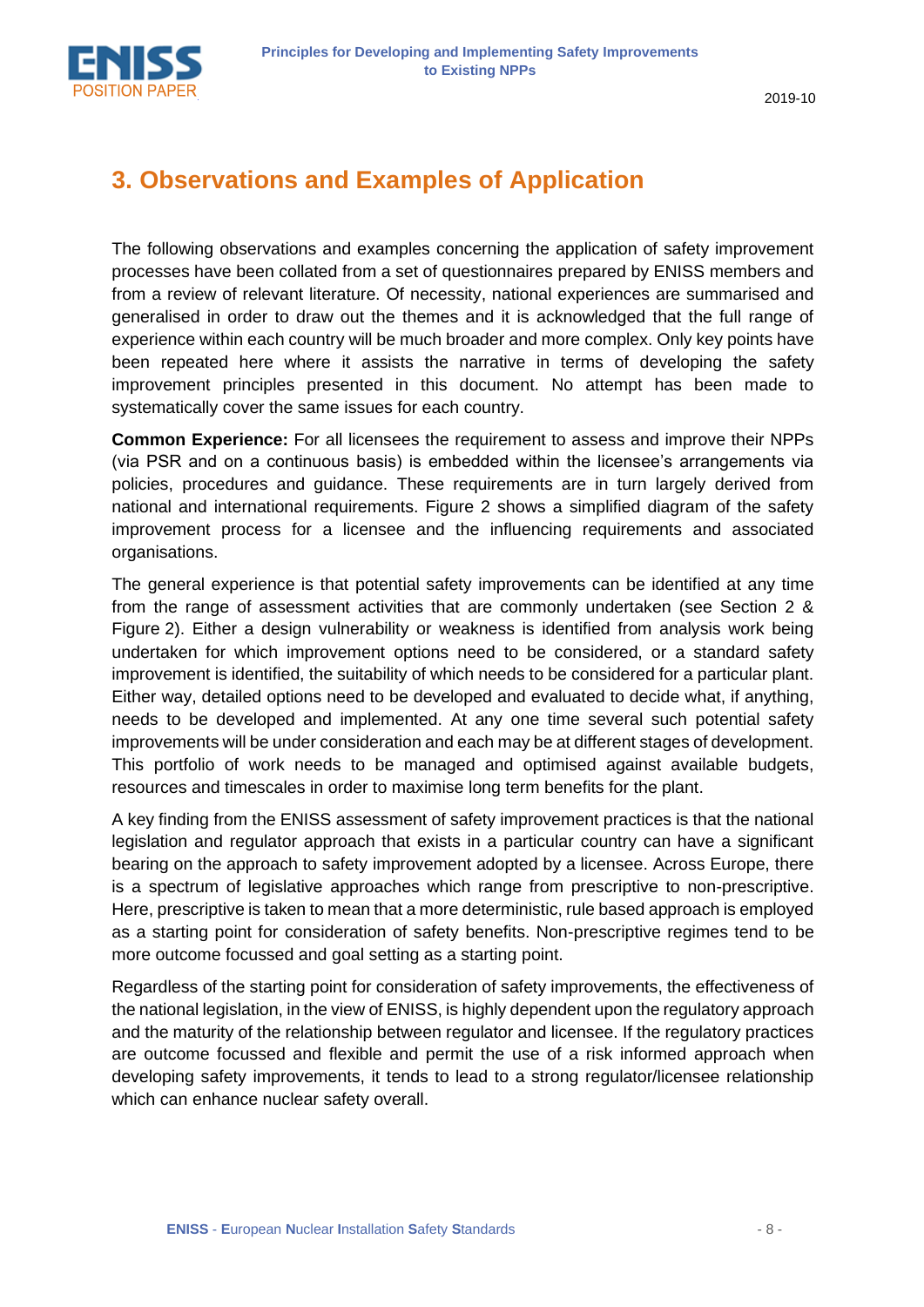# 3. Observations and Examples of Application

The following observations and examples concerning the application of safety improvement processes have been collated from a set of questionnaires prepared by ENISS members and from a review of relevant literature. Of necessity, national experiences are summarised and generalised in order to draw out the themes and it is acknowledged that the full range of experience within each country will be much broader and more complex. Only key points have been repeated here where it assists the narrative in terms of developing the safety improvement principles presented in this document. No attempt has been made to systematically cover the same issues for each country.

**Common Experience:** For all licensees the requirement to assess and improve their NPPs (via PSR and on a continuous basis) is embedded within the licensee's arrangements via policies, procedures and guidance. These requirements are in turn largely derived from national and international requirements. Figure 2 shows a simplified diagram of the safety improvement process for a licensee and the influencing requirements and associated organisations.

The general experience is that potential safety improvements can be identified at any time from the range of assessment activities that are commonly undertaken (see Section 2 & Figure 2). Either a design vulnerability or weakness is identified from analysis work being undertaken for which improvement options need to be considered, or a standard safety improvement is identified, the suitability of which needs to be considered for a particular plant. Either way, detailed options need to be developed and evaluated to decide what, if anything, needs to be developed and implemented. At any one time several such potential safety improvements will be under consideration and each may be at different stages of development. This portfolio of work needs to be managed and optimised against available budgets, resources and timescales in order to maximise long term benefits for the plant.

A key finding from the ENISS assessment of safety improvement practices is that the national legislation and regulator approach that exists in a particular country can have a significant bearing on the approach to safety improvement adopted by a licensee. Across Europe, there is a spectrum of legislative approaches which range from prescriptive to non-prescriptive. Here, prescriptive is taken to mean that a more deterministic, rule based approach is employed as a starting point for consideration of safety benefits. Non-prescriptive regimes tend to be more outcome focussed and goal setting as a starting point.

Regardless of the starting point for consideration of safety improvements, the effectiveness of the national legislation, in the view of ENISS, is highly dependent upon the regulatory approach and the maturity of the relationship between regulator and licensee. If the regulatory practices are outcome focussed and flexible and permit the use of a risk informed approach when developing safety improvements, it tends to lead to a strong regulator/licensee relationship which can enhance nuclear safety overall.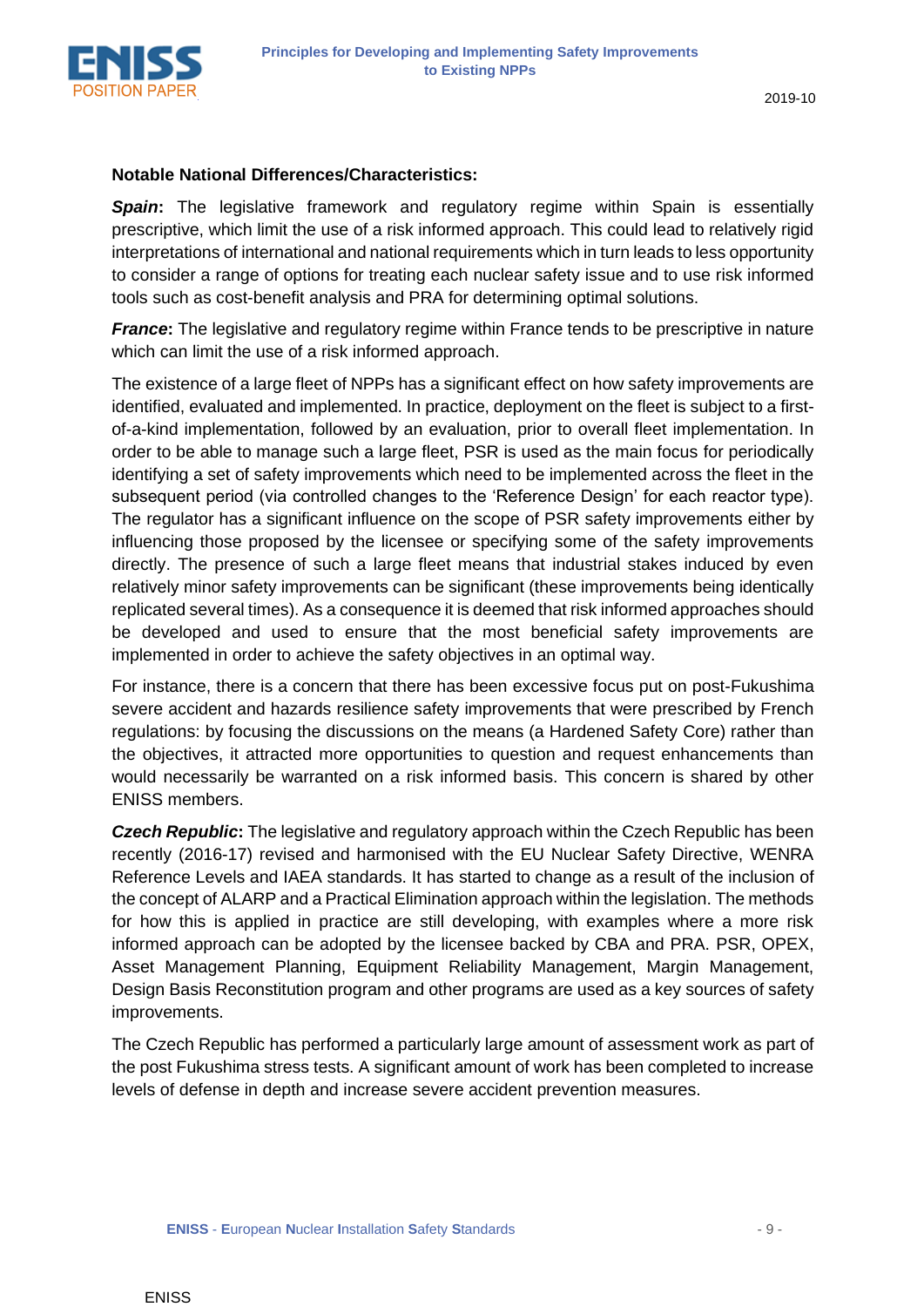**Notable National Differences/Characteristics:**

***Spain*****:** The legislative framework and regulatory regime within Spain is essentially prescriptive, which limit the use of a risk informed approach. This could lead to relatively rigid interpretations of international and national requirements which in turn leads to less opportunity to consider a range of options for treating each nuclear safety issue and to use risk informed tools such as cost-benefit analysis and PRA for determining optimal solutions.

***France*****:** The legislative and regulatory regime within France tends to be prescriptive in nature which can limit the use of a risk informed approach.

The existence of a large fleet of NPPs has a significant effect on how safety improvements are identified, evaluated and implemented. In practice, deployment on the fleet is subject to a first-of-a-kind implementation, followed by an evaluation, prior to overall fleet implementation. In order to be able to manage such a large fleet, PSR is used as the main focus for periodically identifying a set of safety improvements which need to be implemented across the fleet in the subsequent period (via controlled changes to the 'Reference Design' for each reactor type). The regulator has a significant influence on the scope of PSR safety improvements either by influencing those proposed by the licensee or specifying some of the safety improvements directly. The presence of such a large fleet means that industrial stakes induced by even relatively minor safety improvements can be significant (these improvements being identically replicated several times). As a consequence it is deemed that risk informed approaches should be developed and used to ensure that the most beneficial safety improvements are implemented in order to achieve the safety objectives in an optimal way.

For instance, there is a concern that there has been excessive focus put on post-Fukushima severe accident and hazards resilience safety improvements that were prescribed by French regulations: by focusing the discussions on the means (a Hardened Safety Core) rather than the objectives, it attracted more opportunities to question and request enhancements than would necessarily be warranted on a risk informed basis. This concern is shared by other ENISS members.

***Czech Republic*****:** The legislative and regulatory approach within the Czech Republic has been recently (2016-17) revised and harmonised with the EU Nuclear Safety Directive, WENRA Reference Levels and IAEA standards. It has started to change as a result of the inclusion of the concept of ALARP and a Practical Elimination approach within the legislation. The methods for how this is applied in practice are still developing, with examples where a more risk informed approach can be adopted by the licensee backed by CBA and PRA. PSR, OPEX, Asset Management Planning, Equipment Reliability Management, Margin Management, Design Basis Reconstitution program and other programs are used as a key sources of safety improvements.

The Czech Republic has performed a particularly large amount of assessment work as part of the post Fukushima stress tests. A significant amount of work has been completed to increase levels of defense in depth and increase severe accident prevention measures.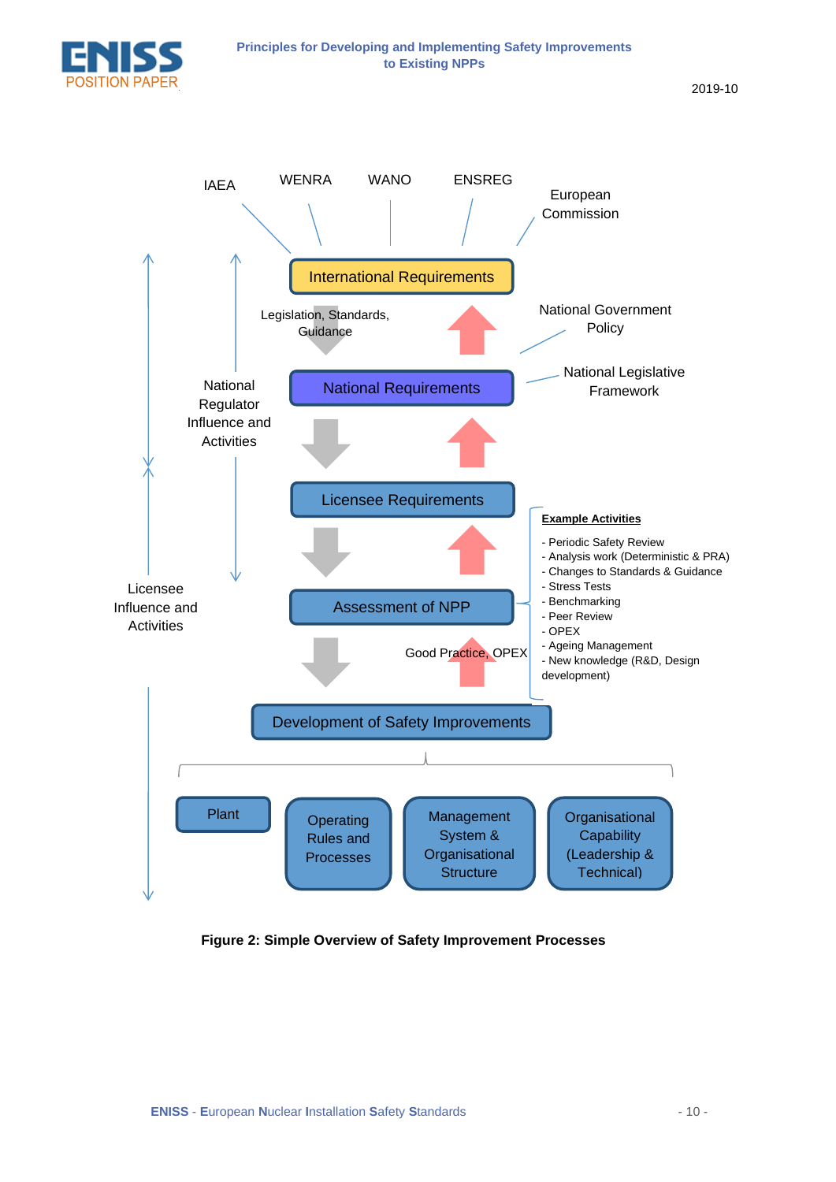IAEA

WENRA

WANO

ENSREG

European Commission

International Requirements

Legislation, Standards, Guidance

National Government Policy

National Requirements

National Legislative Framework

National Regulator Influence and Activities

Licensee Requirements

**Example Activities**

- Periodic Safety Review
- Analysis work (Deterministic & PRA)
- Changes to Standards & Guidance
- Stress Tests
- Benchmarking
- Peer Review
- OPEX
- Ageing Management
- New knowledge (R&D, Design development)

Licensee Influence and Activities

Assessment of NPP

Good Practice, OPEX

Development of Safety Improvements

Plant

Operating Rules and Processes

Management System & Organisational Structure

Organisational Capability (Leadership & Technical)

**Figure 2: Simple Overview of Safety Improvement Processes**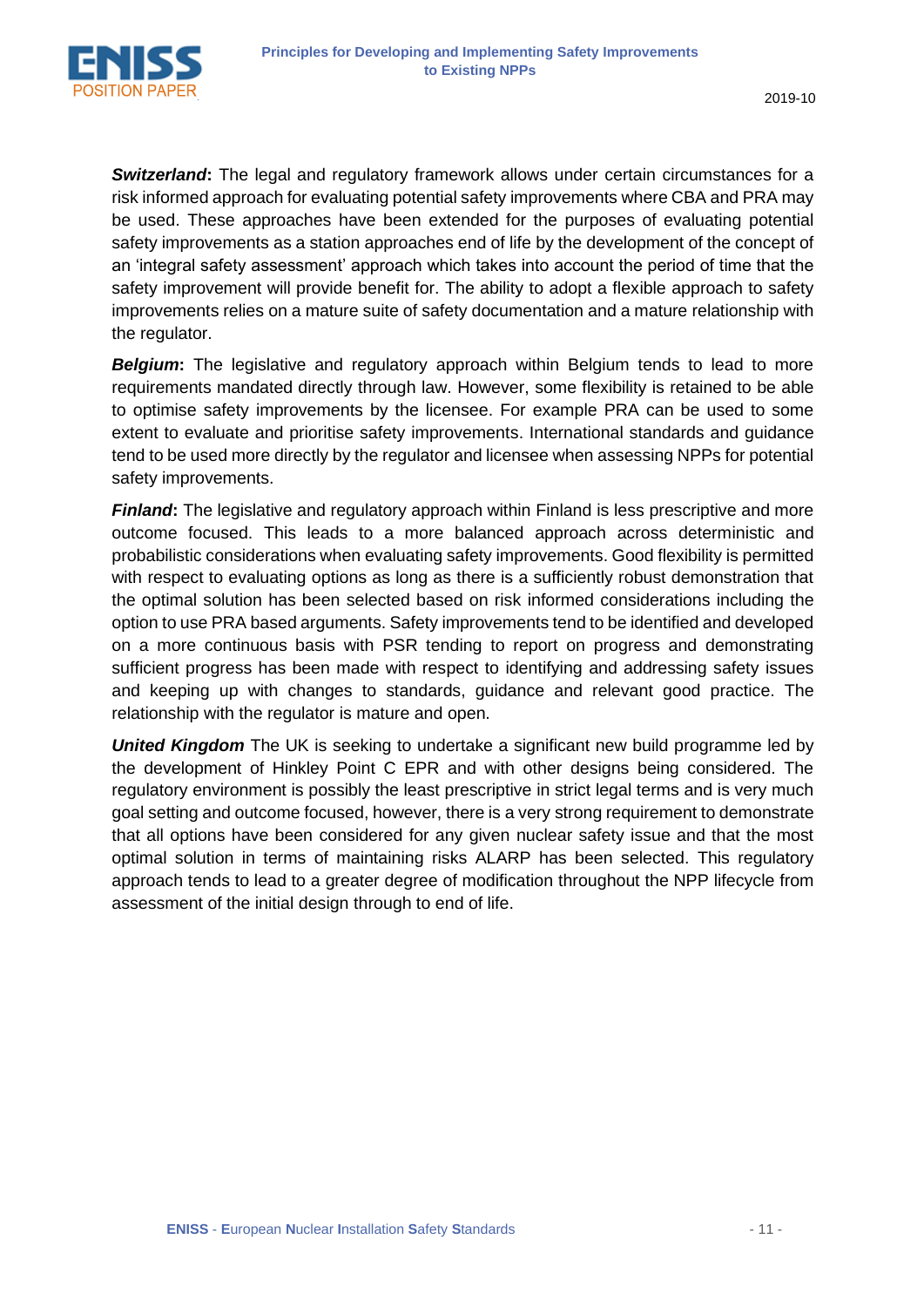***Switzerland*****:** The legal and regulatory framework allows under certain circumstances for a risk informed approach for evaluating potential safety improvements where CBA and PRA may be used. These approaches have been extended for the purposes of evaluating potential safety improvements as a station approaches end of life by the development of the concept of an 'integral safety assessment' approach which takes into account the period of time that the safety improvement will provide benefit for. The ability to adopt a flexible approach to safety improvements relies on a mature suite of safety documentation and a mature relationship with the regulator.

***Belgium*****:** The legislative and regulatory approach within Belgium tends to lead to more requirements mandated directly through law. However, some flexibility is retained to be able to optimise safety improvements by the licensee. For example PRA can be used to some extent to evaluate and prioritise safety improvements. International standards and guidance tend to be used more directly by the regulator and licensee when assessing NPPs for potential safety improvements.

***Finland*****:** The legislative and regulatory approach within Finland is less prescriptive and more outcome focused. This leads to a more balanced approach across deterministic and probabilistic considerations when evaluating safety improvements. Good flexibility is permitted with respect to evaluating options as long as there is a sufficiently robust demonstration that the optimal solution has been selected based on risk informed considerations including the option to use PRA based arguments. Safety improvements tend to be identified and developed on a more continuous basis with PSR tending to report on progress and demonstrating sufficient progress has been made with respect to identifying and addressing safety issues and keeping up with changes to standards, guidance and relevant good practice. The relationship with the regulator is mature and open.

***United Kingdom*** The UK is seeking to undertake a significant new build programme led by the development of Hinkley Point C EPR and with other designs being considered. The regulatory environment is possibly the least prescriptive in strict legal terms and is very much goal setting and outcome focused, however, there is a very strong requirement to demonstrate that all options have been considered for any given nuclear safety issue and that the most optimal solution in terms of maintaining risks ALARP has been selected. This regulatory approach tends to lead to a greater degree of modification throughout the NPP lifecycle from assessment of the initial design through to end of life.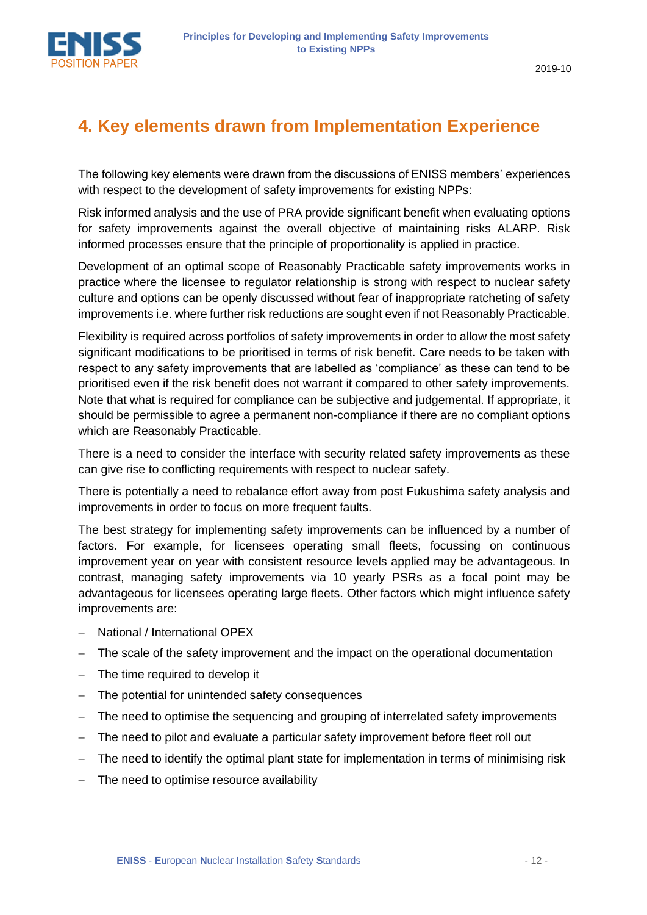# 4. Key elements drawn from Implementation Experience

The following key elements were drawn from the discussions of ENISS members' experiences with respect to the development of safety improvements for existing NPPs:

Risk informed analysis and the use of PRA provide significant benefit when evaluating options for safety improvements against the overall objective of maintaining risks ALARP. Risk informed processes ensure that the principle of proportionality is applied in practice.

Development of an optimal scope of Reasonably Practicable safety improvements works in practice where the licensee to regulator relationship is strong with respect to nuclear safety culture and options can be openly discussed without fear of inappropriate ratcheting of safety improvements i.e. where further risk reductions are sought even if not Reasonably Practicable.

Flexibility is required across portfolios of safety improvements in order to allow the most safety significant modifications to be prioritised in terms of risk benefit. Care needs to be taken with respect to any safety improvements that are labelled as 'compliance' as these can tend to be prioritised even if the risk benefit does not warrant it compared to other safety improvements. Note that what is required for compliance can be subjective and judgemental. If appropriate, it should be permissible to agree a permanent non-compliance if there are no compliant options which are Reasonably Practicable.

There is a need to consider the interface with security related safety improvements as these can give rise to conflicting requirements with respect to nuclear safety.

There is potentially a need to rebalance effort away from post Fukushima safety analysis and improvements in order to focus on more frequent faults.

The best strategy for implementing safety improvements can be influenced by a number of factors. For example, for licensees operating small fleets, focussing on continuous improvement year on year with consistent resource levels applied may be advantageous. In contrast, managing safety improvements via 10 yearly PSRs as a focal point may be advantageous for licensees operating large fleets. Other factors which might influence safety improvements are:

- National / International OPEX
- The scale of the safety improvement and the impact on the operational documentation
- The time required to develop it
- The potential for unintended safety consequences
- The need to optimise the sequencing and grouping of interrelated safety improvements
- The need to pilot and evaluate a particular safety improvement before fleet roll out
- The need to identify the optimal plant state for implementation in terms of minimising risk
- The need to optimise resource availability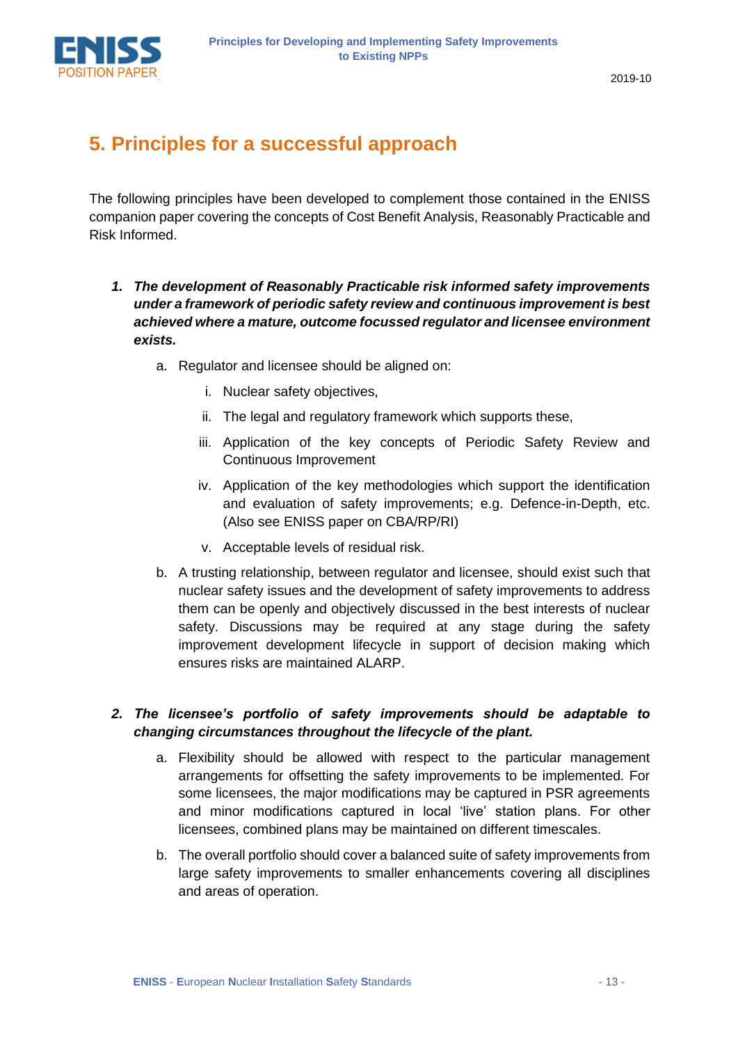# 5. Principles for a successful approach

The following principles have been developed to complement those contained in the ENISS companion paper covering the concepts of Cost Benefit Analysis, Reasonably Practicable and Risk Informed.

1. ***The development of Reasonably Practicable risk informed safety improvements under a framework of periodic safety review and continuous improvement is best achieved where a mature, outcome focussed regulator and licensee environment exists.***

    a. Regulator and licensee should be aligned on:

        i. Nuclear safety objectives,

        ii. The legal and regulatory framework which supports these,

        iii. Application of the key concepts of Periodic Safety Review and Continuous Improvement

        iv. Application of the key methodologies which support the identification and evaluation of safety improvements; e.g. Defence-in-Depth, etc. (Also see ENISS paper on CBA/RP/RI)

        v. Acceptable levels of residual risk.

    b. A trusting relationship, between regulator and licensee, should exist such that nuclear safety issues and the development of safety improvements to address them can be openly and objectively discussed in the best interests of nuclear safety. Discussions may be required at any stage during the safety improvement development lifecycle in support of decision making which ensures risks are maintained ALARP.

2. ***The licensee's portfolio of safety improvements should be adaptable to changing circumstances throughout the lifecycle of the plant.***

    a. Flexibility should be allowed with respect to the particular management arrangements for offsetting the safety improvements to be implemented. For some licensees, the major modifications may be captured in PSR agreements and minor modifications captured in local 'live' station plans. For other licensees, combined plans may be maintained on different timescales.

    b. The overall portfolio should cover a balanced suite of safety improvements from large safety improvements to smaller enhancements covering all disciplines and areas of operation.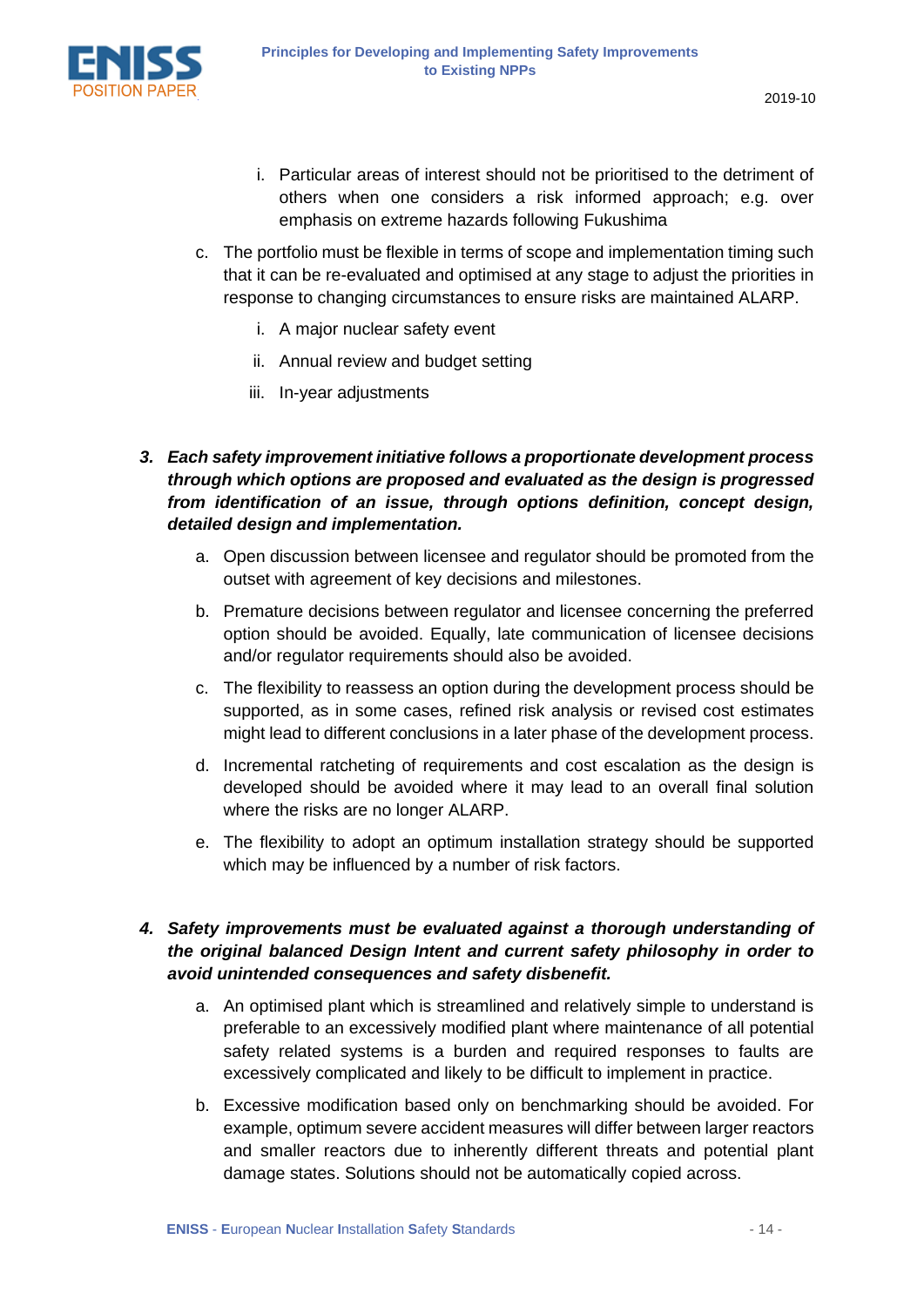i. Particular areas of interest should not be prioritised to the detriment of others when one considers a risk informed approach; e.g. over emphasis on extreme hazards following Fukushima

c. The portfolio must be flexible in terms of scope and implementation timing such that it can be re-evaluated and optimised at any stage to adjust the priorities in response to changing circumstances to ensure risks are maintained ALARP.

   i. A major nuclear safety event

   ii. Annual review and budget setting

   iii. In-year adjustments

3. ***Each safety improvement initiative follows a proportionate development process through which options are proposed and evaluated as the design is progressed from identification of an issue, through options definition, concept design, detailed design and implementation.***

   a. Open discussion between licensee and regulator should be promoted from the outset with agreement of key decisions and milestones.

   b. Premature decisions between regulator and licensee concerning the preferred option should be avoided. Equally, late communication of licensee decisions and/or regulator requirements should also be avoided.

   c. The flexibility to reassess an option during the development process should be supported, as in some cases, refined risk analysis or revised cost estimates might lead to different conclusions in a later phase of the development process.

   d. Incremental ratcheting of requirements and cost escalation as the design is developed should be avoided where it may lead to an overall final solution where the risks are no longer ALARP.

   e. The flexibility to adopt an optimum installation strategy should be supported which may be influenced by a number of risk factors.

4. ***Safety improvements must be evaluated against a thorough understanding of the original balanced Design Intent and current safety philosophy in order to avoid unintended consequences and safety disbenefit.***

   a. An optimised plant which is streamlined and relatively simple to understand is preferable to an excessively modified plant where maintenance of all potential safety related systems is a burden and required responses to faults are excessively complicated and likely to be difficult to implement in practice.

   b. Excessive modification based only on benchmarking should be avoided. For example, optimum severe accident measures will differ between larger reactors and smaller reactors due to inherently different threats and potential plant damage states. Solutions should not be automatically copied across.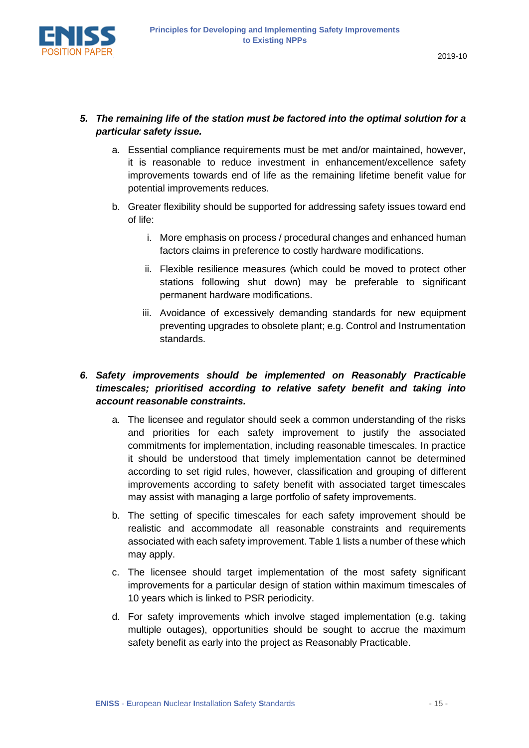5. ***The remaining life of the station must be factored into the optimal solution for a particular safety issue.***

    a. Essential compliance requirements must be met and/or maintained, however, it is reasonable to reduce investment in enhancement/excellence safety improvements towards end of life as the remaining lifetime benefit value for potential improvements reduces.

    b. Greater flexibility should be supported for addressing safety issues toward end of life:

        i. More emphasis on process / procedural changes and enhanced human factors claims in preference to costly hardware modifications.

        ii. Flexible resilience measures (which could be moved to protect other stations following shut down) may be preferable to significant permanent hardware modifications.

        iii. Avoidance of excessively demanding standards for new equipment preventing upgrades to obsolete plant; e.g. Control and Instrumentation standards.

6. ***Safety improvements should be implemented on Reasonably Practicable timescales; prioritised according to relative safety benefit and taking into account reasonable constraints.***

    a. The licensee and regulator should seek a common understanding of the risks and priorities for each safety improvement to justify the associated commitments for implementation, including reasonable timescales. In practice it should be understood that timely implementation cannot be determined according to set rigid rules, however, classification and grouping of different improvements according to safety benefit with associated target timescales may assist with managing a large portfolio of safety improvements.

    b. The setting of specific timescales for each safety improvement should be realistic and accommodate all reasonable constraints and requirements associated with each safety improvement. Table 1 lists a number of these which may apply.

    c. The licensee should target implementation of the most safety significant improvements for a particular design of station within maximum timescales of 10 years which is linked to PSR periodicity.

    d. For safety improvements which involve staged implementation (e.g. taking multiple outages), opportunities should be sought to accrue the maximum safety benefit as early into the project as Reasonably Practicable.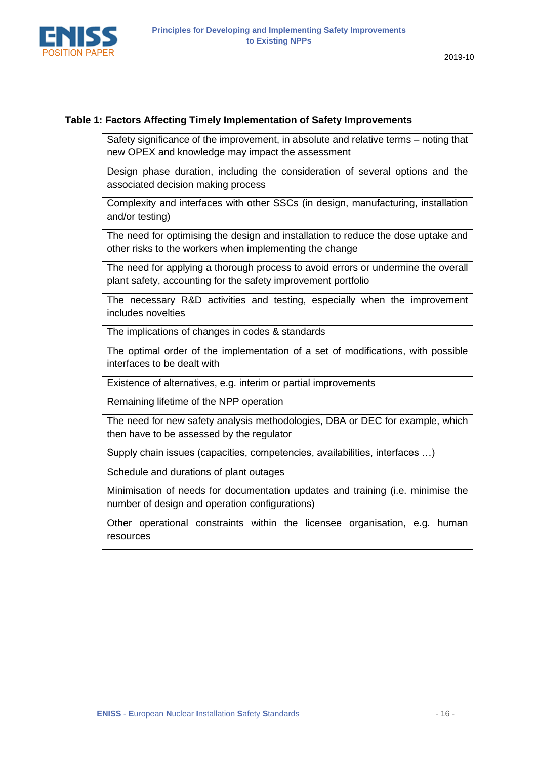**Table 1: Factors Affecting Timely Implementation of Safety Improvements**

| Factors |
|---|
| Safety significance of the improvement, in absolute and relative terms – noting that new OPEX and knowledge may impact the assessment |
| Design phase duration, including the consideration of several options and the associated decision making process |
| Complexity and interfaces with other SSCs (in design, manufacturing, installation and/or testing) |
| The need for optimising the design and installation to reduce the dose uptake and other risks to the workers when implementing the change |
| The need for applying a thorough process to avoid errors or undermine the overall plant safety, accounting for the safety improvement portfolio |
| The necessary R&D activities and testing, especially when the improvement includes novelties |
| The implications of changes in codes & standards |
| The optimal order of the implementation of a set of modifications, with possible interfaces to be dealt with |
| Existence of alternatives, e.g. interim or partial improvements |
| Remaining lifetime of the NPP operation |
| The need for new safety analysis methodologies, DBA or DEC for example, which then have to be assessed by the regulator |
| Supply chain issues (capacities, competencies, availabilities, interfaces …) |
| Schedule and durations of plant outages |
| Minimisation of needs for documentation updates and training (i.e. minimise the number of design and operation configurations) |
| Other operational constraints within the licensee organisation, e.g. human resources |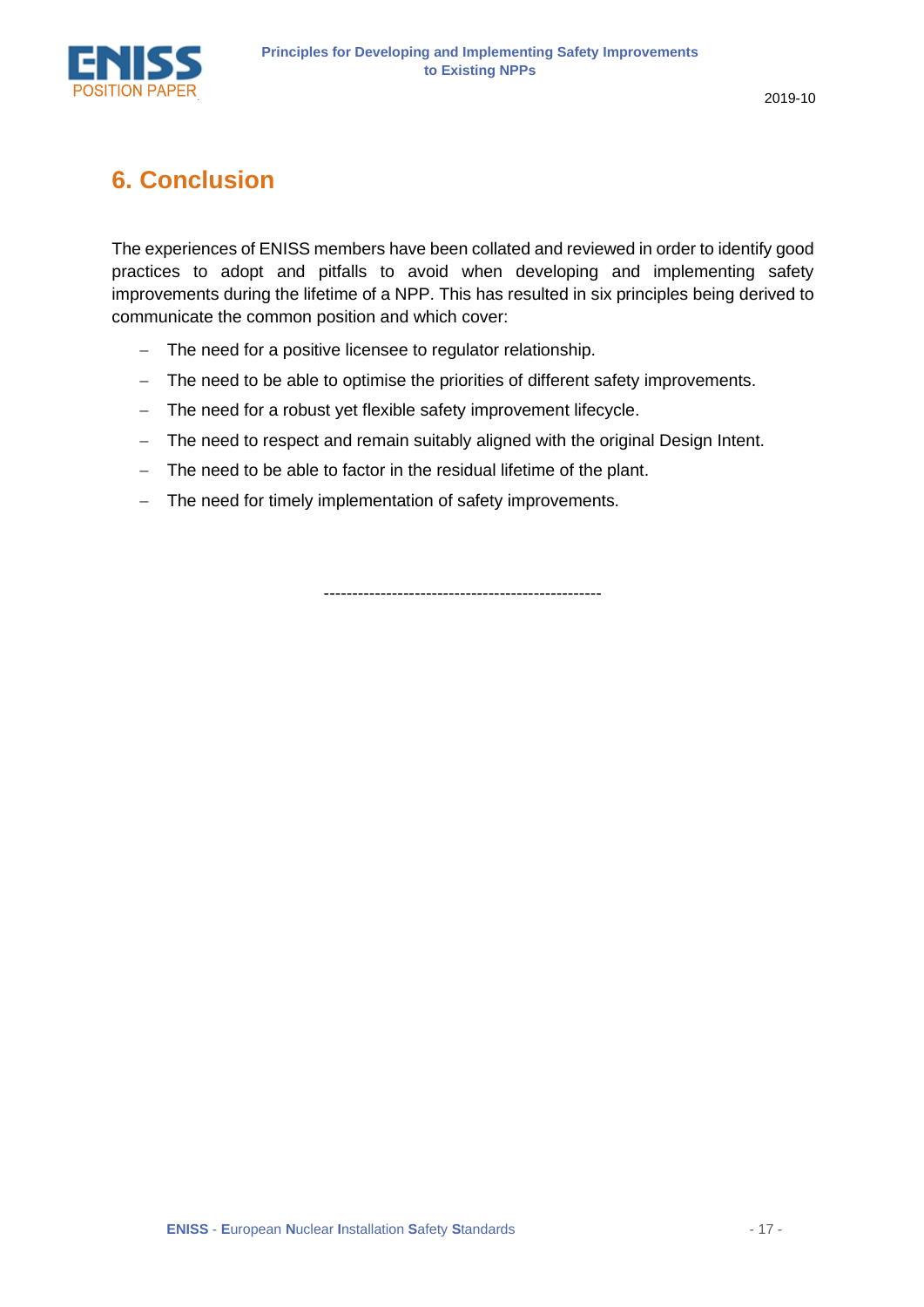# 6. Conclusion

The experiences of ENISS members have been collated and reviewed in order to identify good practices to adopt and pitfalls to avoid when developing and implementing safety improvements during the lifetime of a NPP. This has resulted in six principles being derived to communicate the common position and which cover:

- The need for a positive licensee to regulator relationship.
- The need to be able to optimise the priorities of different safety improvements.
- The need for a robust yet flexible safety improvement lifecycle.
- The need to respect and remain suitably aligned with the original Design Intent.
- The need to be able to factor in the residual lifetime of the plant.
- The need for timely implementation of safety improvements.

-------------------------------------------------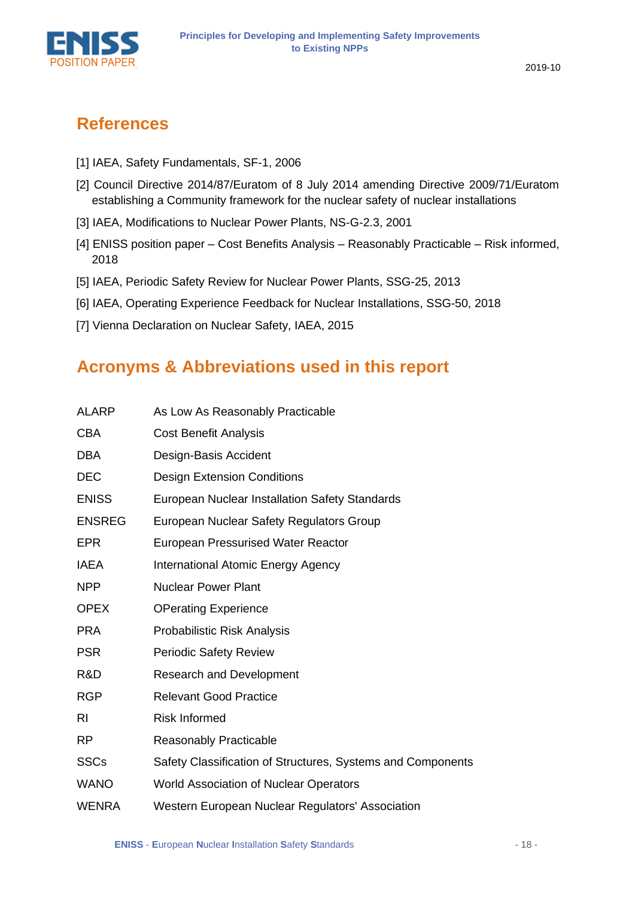## References

[1] IAEA, Safety Fundamentals, SF-1, 2006

[2] Council Directive 2014/87/Euratom of 8 July 2014 amending Directive 2009/71/Euratom establishing a Community framework for the nuclear safety of nuclear installations

[3] IAEA, Modifications to Nuclear Power Plants, NS-G-2.3, 2001

[4] ENISS position paper – Cost Benefits Analysis – Reasonably Practicable – Risk informed, 2018

[5] IAEA, Periodic Safety Review for Nuclear Power Plants, SSG-25, 2013

[6] IAEA, Operating Experience Feedback for Nuclear Installations, SSG-50, 2018

[7] Vienna Declaration on Nuclear Safety, IAEA, 2015

## Acronyms & Abbreviations used in this report

| | |
|---|---|
| ALARP | As Low As Reasonably Practicable |
| CBA | Cost Benefit Analysis |
| DBA | Design-Basis Accident |
| DEC | Design Extension Conditions |
| ENISS | European Nuclear Installation Safety Standards |
| ENSREG | European Nuclear Safety Regulators Group |
| EPR | European Pressurised Water Reactor |
| IAEA | International Atomic Energy Agency |
| NPP | Nuclear Power Plant |
| OPEX | OPerating Experience |
| PRA | Probabilistic Risk Analysis |
| PSR | Periodic Safety Review |
| R&D | Research and Development |
| RGP | Relevant Good Practice |
| RI | Risk Informed |
| RP | Reasonably Practicable |
| SSCs | Safety Classification of Structures, Systems and Components |
| WANO | World Association of Nuclear Operators |
| WENRA | Western European Nuclear Regulators' Association |